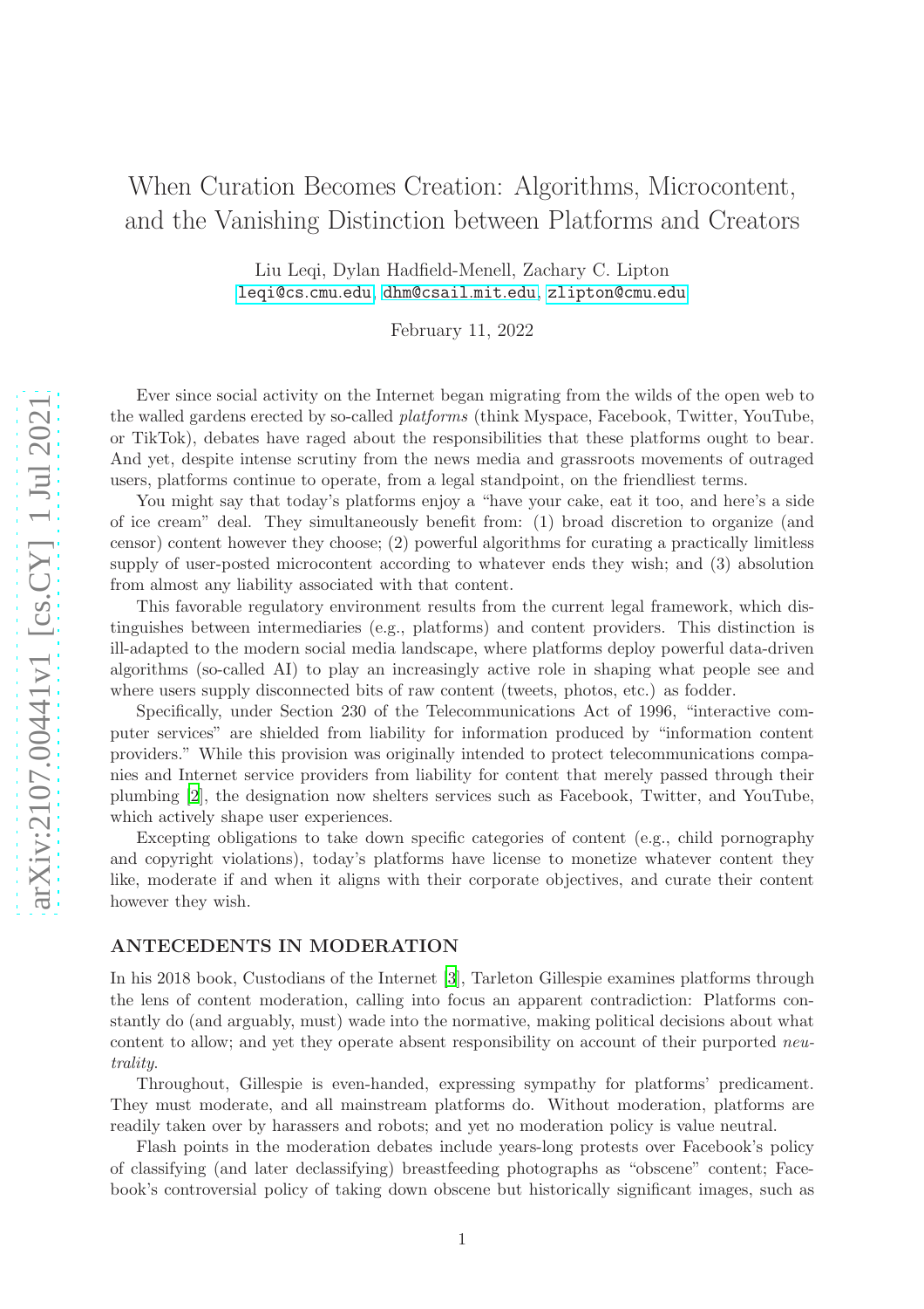# When Curation Becomes Creation: Algorithms, Microcontent, and the Vanishing Distinction between Platforms and Creators

Liu Leqi, Dylan Hadfield-Menell, Zachary C. Lipton
leqi@cs.cmu.edu, dhm@csail.mit.edu, zlipton@cmu.edu

February 11, 2022

Ever since social activity on the Internet began migrating from the wilds of the open web to the walled gardens erected by so-called *platforms* (think Myspace, Facebook, Twitter, YouTube, or TikTok), debates have raged about the responsibilities that these platforms ought to bear. And yet, despite intense scrutiny from the news media and grassroots movements of outraged users, platforms continue to operate, from a legal standpoint, on the friendliest terms.

You might say that today's platforms enjoy a "have your cake, eat it too, and here's a side of ice cream" deal. They simultaneously benefit from: (1) broad discretion to organize (and censor) content however they choose; (2) powerful algorithms for curating a practically limitless supply of user-posted microcontent according to whatever ends they wish; and (3) absolution from almost any liability associated with that content.

This favorable regulatory environment results from the current legal framework, which distinguishes between intermediaries (e.g., platforms) and content providers. This distinction is ill-adapted to the modern social media landscape, where platforms deploy powerful data-driven algorithms (so-called AI) to play an increasingly active role in shaping what people see and where users supply disconnected bits of raw content (tweets, photos, etc.) as fodder.

Specifically, under Section 230 of the Telecommunications Act of 1996, "interactive computer services" are shielded from liability for information produced by "information content providers." While this provision was originally intended to protect telecommunications companies and Internet service providers from liability for content that merely passed through their plumbing [2], the designation now shelters services such as Facebook, Twitter, and YouTube, which actively shape user experiences.

Excepting obligations to take down specific categories of content (e.g., child pornography and copyright violations), today's platforms have license to monetize whatever content they like, moderate if and when it aligns with their corporate objectives, and curate their content however they wish.

## ANTECEDENTS IN MODERATION

In his 2018 book, Custodians of the Internet [3], Tarleton Gillespie examines platforms through the lens of content moderation, calling into focus an apparent contradiction: Platforms constantly do (and arguably, must) wade into the normative, making political decisions about what content to allow; and yet they operate absent responsibility on account of their purported *neutrality*.

Throughout, Gillespie is even-handed, expressing sympathy for platforms' predicament. They must moderate, and all mainstream platforms do. Without moderation, platforms are readily taken over by harassers and robots; and yet no moderation policy is value neutral.

Flash points in the moderation debates include years-long protests over Facebook's policy of classifying (and later declassifying) breastfeeding photographs as "obscene" content; Facebook's controversial policy of taking down obscene but historically significant images, such as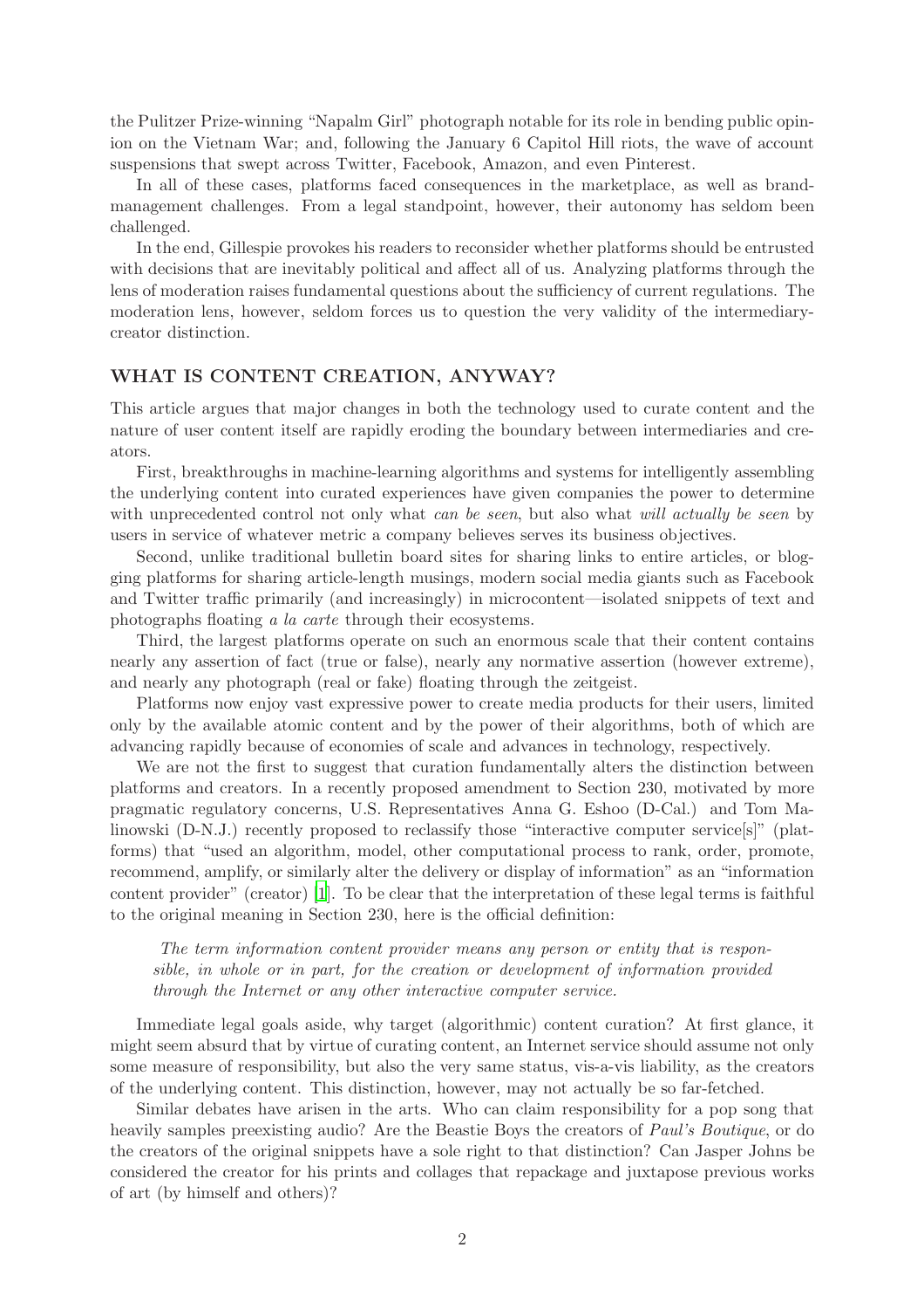the Pulitzer Prize-winning "Napalm Girl" photograph notable for its role in bending public opinion on the Vietnam War; and, following the January 6 Capitol Hill riots, the wave of account suspensions that swept across Twitter, Facebook, Amazon, and even Pinterest.

In all of these cases, platforms faced consequences in the marketplace, as well as brand-management challenges. From a legal standpoint, however, their autonomy has seldom been challenged.

In the end, Gillespie provokes his readers to reconsider whether platforms should be entrusted with decisions that are inevitably political and affect all of us. Analyzing platforms through the lens of moderation raises fundamental questions about the sufficiency of current regulations. The moderation lens, however, seldom forces us to question the very validity of the intermediary-creator distinction.

## WHAT IS CONTENT CREATION, ANYWAY?

This article argues that major changes in both the technology used to curate content and the nature of user content itself are rapidly eroding the boundary between intermediaries and creators.

First, breakthroughs in machine-learning algorithms and systems for intelligently assembling the underlying content into curated experiences have given companies the power to determine with unprecedented control not only what *can be seen*, but also what *will actually be seen* by users in service of whatever metric a company believes serves its business objectives.

Second, unlike traditional bulletin board sites for sharing links to entire articles, or blogging platforms for sharing article-length musings, modern social media giants such as Facebook and Twitter traffic primarily (and increasingly) in microcontent—isolated snippets of text and photographs floating *a la carte* through their ecosystems.

Third, the largest platforms operate on such an enormous scale that their content contains nearly any assertion of fact (true or false), nearly any normative assertion (however extreme), and nearly any photograph (real or fake) floating through the zeitgeist.

Platforms now enjoy vast expressive power to create media products for their users, limited only by the available atomic content and by the power of their algorithms, both of which are advancing rapidly because of economies of scale and advances in technology, respectively.

We are not the first to suggest that curation fundamentally alters the distinction between platforms and creators. In a recently proposed amendment to Section 230, motivated by more pragmatic regulatory concerns, U.S. Representatives Anna G. Eshoo (D-Cal.) and Tom Malinowski (D-N.J.) recently proposed to reclassify those "interactive computer service[s]" (platforms) that "used an algorithm, model, other computational process to rank, order, promote, recommend, amplify, or similarly alter the delivery or display of information" as an "information content provider" (creator) [1]. To be clear that the interpretation of these legal terms is faithful to the original meaning in Section 230, here is the official definition:

> *The term information content provider means any person or entity that is responsible, in whole or in part, for the creation or development of information provided through the Internet or any other interactive computer service.*

Immediate legal goals aside, why target (algorithmic) content curation? At first glance, it might seem absurd that by virtue of curating content, an Internet service should assume not only some measure of responsibility, but also the very same status, vis-a-vis liability, as the creators of the underlying content. This distinction, however, may not actually be so far-fetched.

Similar debates have arisen in the arts. Who can claim responsibility for a pop song that heavily samples preexisting audio? Are the Beastie Boys the creators of *Paul's Boutique*, or do the creators of the original snippets have a sole right to that distinction? Can Jasper Johns be considered the creator for his prints and collages that repackage and juxtapose previous works of art (by himself and others)?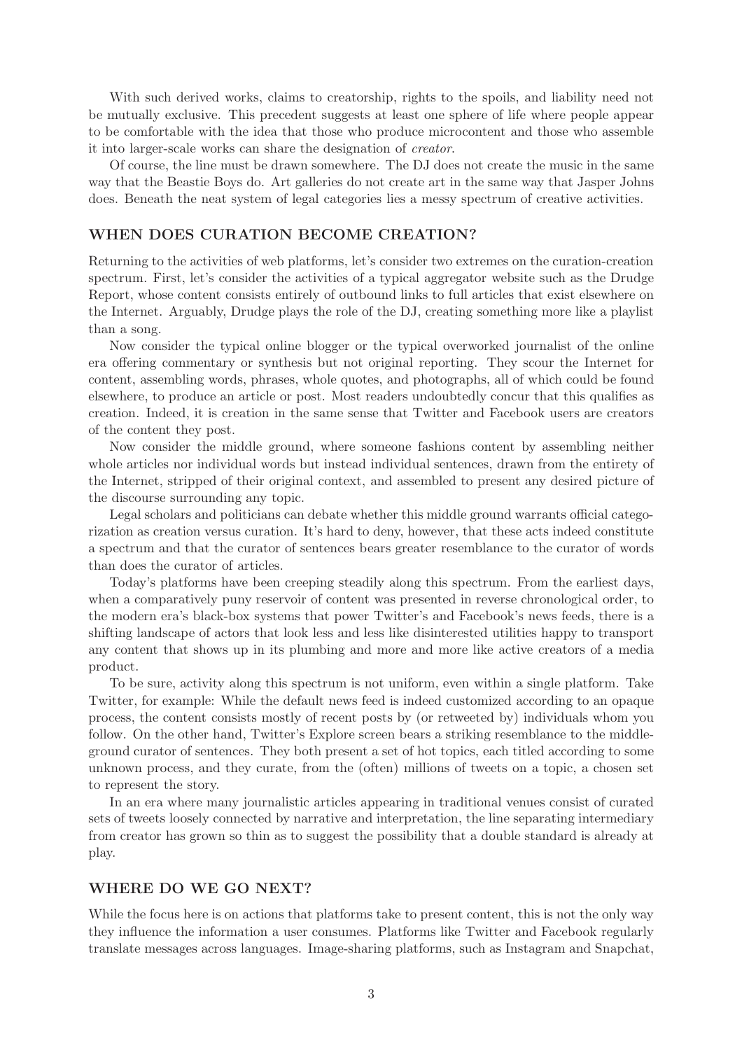With such derived works, claims to creatorship, rights to the spoils, and liability need not be mutually exclusive. This precedent suggests at least one sphere of life where people appear to be comfortable with the idea that those who produce microcontent and those who assemble it into larger-scale works can share the designation of *creator*.

Of course, the line must be drawn somewhere. The DJ does not create the music in the same way that the Beastie Boys do. Art galleries do not create art in the same way that Jasper Johns does. Beneath the neat system of legal categories lies a messy spectrum of creative activities.

## WHEN DOES CURATION BECOME CREATION?

Returning to the activities of web platforms, let's consider two extremes on the curation-creation spectrum. First, let's consider the activities of a typical aggregator website such as the Drudge Report, whose content consists entirely of outbound links to full articles that exist elsewhere on the Internet. Arguably, Drudge plays the role of the DJ, creating something more like a playlist than a song.

Now consider the typical online blogger or the typical overworked journalist of the online era offering commentary or synthesis but not original reporting. They scour the Internet for content, assembling words, phrases, whole quotes, and photographs, all of which could be found elsewhere, to produce an article or post. Most readers undoubtedly concur that this qualifies as creation. Indeed, it is creation in the same sense that Twitter and Facebook users are creators of the content they post.

Now consider the middle ground, where someone fashions content by assembling neither whole articles nor individual words but instead individual sentences, drawn from the entirety of the Internet, stripped of their original context, and assembled to present any desired picture of the discourse surrounding any topic.

Legal scholars and politicians can debate whether this middle ground warrants official categorization as creation versus curation. It's hard to deny, however, that these acts indeed constitute a spectrum and that the curator of sentences bears greater resemblance to the curator of words than does the curator of articles.

Today's platforms have been creeping steadily along this spectrum. From the earliest days, when a comparatively puny reservoir of content was presented in reverse chronological order, to the modern era's black-box systems that power Twitter's and Facebook's news feeds, there is a shifting landscape of actors that look less and less like disinterested utilities happy to transport any content that shows up in its plumbing and more and more like active creators of a media product.

To be sure, activity along this spectrum is not uniform, even within a single platform. Take Twitter, for example: While the default news feed is indeed customized according to an opaque process, the content consists mostly of recent posts by (or retweeted by) individuals whom you follow. On the other hand, Twitter's Explore screen bears a striking resemblance to the middle-ground curator of sentences. They both present a set of hot topics, each titled according to some unknown process, and they curate, from the (often) millions of tweets on a topic, a chosen set to represent the story.

In an era where many journalistic articles appearing in traditional venues consist of curated sets of tweets loosely connected by narrative and interpretation, the line separating intermediary from creator has grown so thin as to suggest the possibility that a double standard is already at play.

## WHERE DO WE GO NEXT?

While the focus here is on actions that platforms take to present content, this is not the only way they influence the information a user consumes. Platforms like Twitter and Facebook regularly translate messages across languages. Image-sharing platforms, such as Instagram and Snapchat,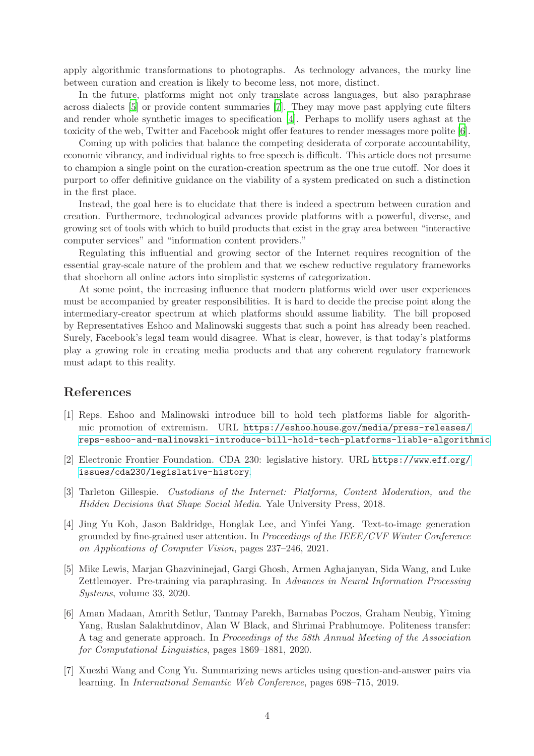apply algorithmic transformations to photographs. As technology advances, the murky line between curation and creation is likely to become less, not more, distinct.

In the future, platforms might not only translate across languages, but also paraphrase across dialects [5] or provide content summaries [7]. They may move past applying cute filters and render whole synthetic images to specification [4]. Perhaps to mollify users aghast at the toxicity of the web, Twitter and Facebook might offer features to render messages more polite [6].

Coming up with policies that balance the competing desiderata of corporate accountability, economic vibrancy, and individual rights to free speech is difficult. This article does not presume to champion a single point on the curation-creation spectrum as the one true cutoff. Nor does it purport to offer definitive guidance on the viability of a system predicated on such a distinction in the first place.

Instead, the goal here is to elucidate that there is indeed a spectrum between curation and creation. Furthermore, technological advances provide platforms with a powerful, diverse, and growing set of tools with which to build products that exist in the gray area between "interactive computer services" and "information content providers."

Regulating this influential and growing sector of the Internet requires recognition of the essential gray-scale nature of the problem and that we eschew reductive regulatory frameworks that shoehorn all online actors into simplistic systems of categorization.

At some point, the increasing influence that modern platforms wield over user experiences must be accompanied by greater responsibilities. It is hard to decide the precise point along the intermediary-creator spectrum at which platforms should assume liability. The bill proposed by Representatives Eshoo and Malinowski suggests that such a point has already been reached. Surely, Facebook's legal team would disagree. What is clear, however, is that today's platforms play a growing role in creating media products and that any coherent regulatory framework must adapt to this reality.

## References

[1] Reps. Eshoo and Malinowski introduce bill to hold tech platforms liable for algorithmic promotion of extremism. URL `https://eshoo.house.gov/media/press-releases/reps-eshoo-and-malinowski-introduce-bill-hold-tech-platforms-liable-algorithmic`.

[2] Electronic Frontier Foundation. CDA 230: legislative history. URL `https://www.eff.org/issues/cda230/legislative-history`.

[3] Tarleton Gillespie. *Custodians of the Internet: Platforms, Content Moderation, and the Hidden Decisions that Shape Social Media*. Yale University Press, 2018.

[4] Jing Yu Koh, Jason Baldridge, Honglak Lee, and Yinfei Yang. Text-to-image generation grounded by fine-grained user attention. In *Proceedings of the IEEE/CVF Winter Conference on Applications of Computer Vision*, pages 237–246, 2021.

[5] Mike Lewis, Marjan Ghazvininejad, Gargi Ghosh, Armen Aghajanyan, Sida Wang, and Luke Zettlemoyer. Pre-training via paraphrasing. In *Advances in Neural Information Processing Systems*, volume 33, 2020.

[6] Aman Madaan, Amrith Setlur, Tanmay Parekh, Barnabas Poczos, Graham Neubig, Yiming Yang, Ruslan Salakhutdinov, Alan W Black, and Shrimai Prabhumoye. Politeness transfer: A tag and generate approach. In *Proceedings of the 58th Annual Meeting of the Association for Computational Linguistics*, pages 1869–1881, 2020.

[7] Xuezhi Wang and Cong Yu. Summarizing news articles using question-and-answer pairs via learning. In *International Semantic Web Conference*, pages 698–715, 2019.